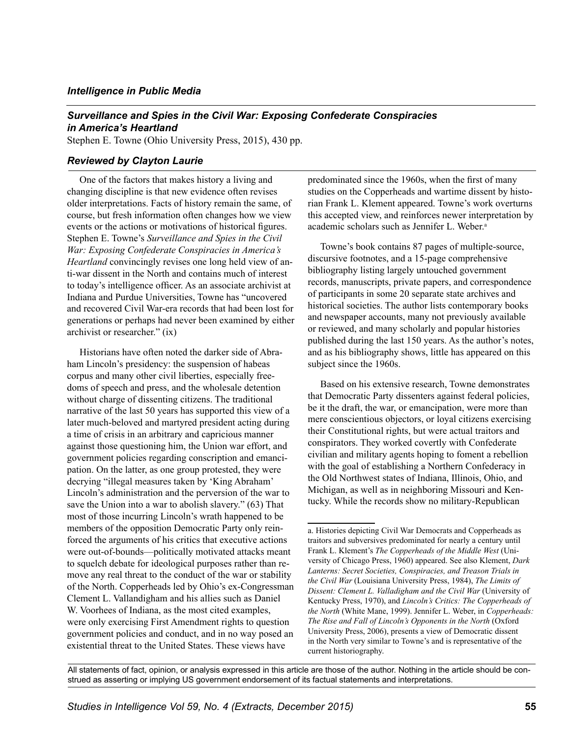*Intelligence in Public Media*

## *Surveillance and Spies in the Civil War: Exposing Confederate Conspiracies in America's Heartland*

Stephen E. Towne (Ohio University Press, 2015), 430 pp.

### *Reviewed by Clayton Laurie*

One of the factors that makes history a living and changing discipline is that new evidence often revises older interpretations. Facts of history remain the same, of course, but fresh information often changes how we view events or the actions or motivations of historical figures. Stephen E. Towne's *Surveillance and Spies in the Civil War: Exposing Confederate Conspiracies in America's Heartland* convincingly revises one long held view of anti-war dissent in the North and contains much of interest to today's intelligence officer. As an associate archivist at Indiana and Purdue Universities, Towne has "uncovered and recovered Civil War-era records that had been lost for generations or perhaps had never been examined by either archivist or researcher." (ix)

Historians have often noted the darker side of Abraham Lincoln's presidency: the suspension of habeas corpus and many other civil liberties, especially freedoms of speech and press, and the wholesale detention without charge of dissenting citizens. The traditional narrative of the last 50 years has supported this view of a later much-beloved and martyred president acting during a time of crisis in an arbitrary and capricious manner against those questioning him, the Union war effort, and government policies regarding conscription and emancipation. On the latter, as one group protested, they were decrying "illegal measures taken by 'King Abraham' Lincoln's administration and the perversion of the war to save the Union into a war to abolish slavery." (63) That most of those incurring Lincoln's wrath happened to be members of the opposition Democratic Party only reinforced the arguments of his critics that executive actions were out-of-bounds—politically motivated attacks meant to squelch debate for ideological purposes rather than remove any real threat to the conduct of the war or stability of the North. Copperheads led by Ohio's ex-Congressman Clement L. Vallandigham and his allies such as Daniel W. Voorhees of Indiana, as the most cited examples, were only exercising First Amendment rights to question government policies and conduct, and in no way posed an existential threat to the United States. These views have predominated since the 1960s, when the first of many studies on the Copperheads and wartime dissent by historian Frank L. Klement appeared. Towne's work overturns this accepted view, and reinforces newer interpretation by academic scholars such as Jennifer L. Weber.[a]

Towne's book contains 87 pages of multiple-source, discursive footnotes, and a 15-page comprehensive bibliography listing largely untouched government records, manuscripts, private papers, and correspondence of participants in some 20 separate state archives and historical societies. The author lists contemporary books and newspaper accounts, many not previously available or reviewed, and many scholarly and popular histories published during the last 150 years. As the author's notes, and as his bibliography shows, little has appeared on this subject since the 1960s.

Based on his extensive research, Towne demonstrates that Democratic Party dissenters against federal policies, be it the draft, the war, or emancipation, were more than mere conscientious objectors, or loyal citizens exercising their Constitutional rights, but were actual traitors and conspirators. They worked covertly with Confederate civilian and military agents hoping to foment a rebellion with the goal of establishing a Northern Confederacy in the Old Northwest states of Indiana, Illinois, Ohio, and Michigan, as well as in neighboring Missouri and Kentucky. While the records show no military-Republican

---

a. Histories depicting Civil War Democrats and Copperheads as traitors and subversives predominated for nearly a century until Frank L. Klement's *The Copperheads of the Middle West* (University of Chicago Press, 1960) appeared. See also Klement, *Dark Lanterns: Secret Societies, Conspiracies, and Treason Trials in the Civil War* (Louisiana University Press, 1984), *The Limits of Dissent: Clement L. Valladigham and the Civil War* (University of Kentucky Press, 1970), and *Lincoln's Critics: The Copperheads of the North* (White Mane, 1999). Jennifer L. Weber, in *Copperheads: The Rise and Fall of Lincoln's Opponents in the North* (Oxford University Press, 2006), presents a view of Democratic dissent in the North very similar to Towne's and is representative of the current historiography.

All statements of fact, opinion, or analysis expressed in this article are those of the author. Nothing in the article should be construed as asserting or implying US government endorsement of its factual statements and interpretations.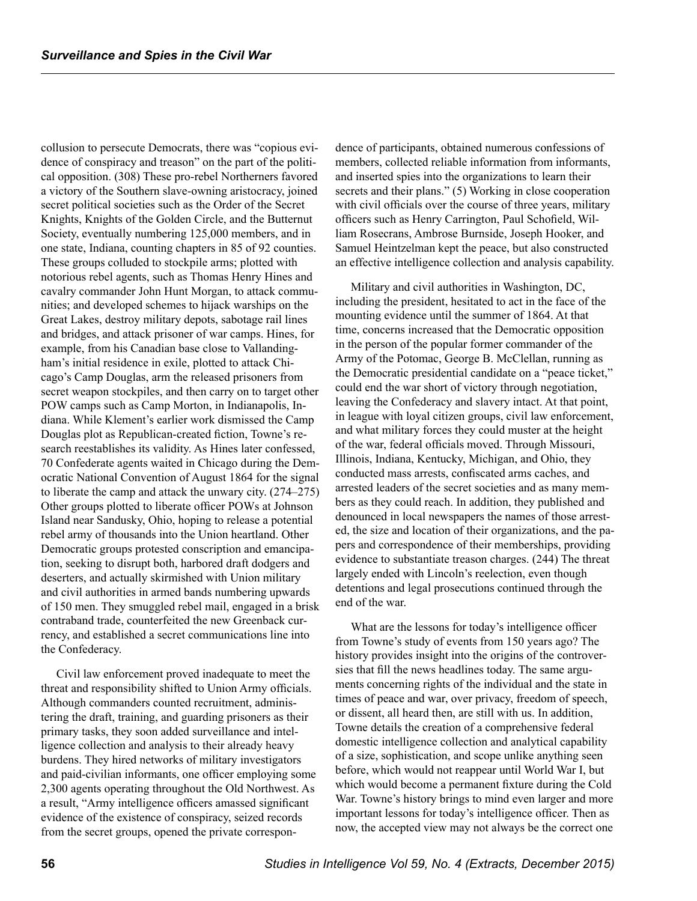collusion to persecute Democrats, there was "copious evidence of conspiracy and treason" on the part of the political opposition. (308) These pro-rebel Northerners favored a victory of the Southern slave-owning aristocracy, joined secret political societies such as the Order of the Secret Knights, Knights of the Golden Circle, and the Butternut Society, eventually numbering 125,000 members, and in one state, Indiana, counting chapters in 85 of 92 counties. These groups colluded to stockpile arms; plotted with notorious rebel agents, such as Thomas Henry Hines and cavalry commander John Hunt Morgan, to attack communities; and developed schemes to hijack warships on the Great Lakes, destroy military depots, sabotage rail lines and bridges, and attack prisoner of war camps. Hines, for example, from his Canadian base close to Vallandingham's initial residence in exile, plotted to attack Chicago's Camp Douglas, arm the released prisoners from secret weapon stockpiles, and then carry on to target other POW camps such as Camp Morton, in Indianapolis, Indiana. While Klement's earlier work dismissed the Camp Douglas plot as Republican-created fiction, Towne's research reestablishes its validity. As Hines later confessed, 70 Confederate agents waited in Chicago during the Democratic National Convention of August 1864 for the signal to liberate the camp and attack the unwary city. (274–275) Other groups plotted to liberate officer POWs at Johnson Island near Sandusky, Ohio, hoping to release a potential rebel army of thousands into the Union heartland. Other Democratic groups protested conscription and emancipation, seeking to disrupt both, harbored draft dodgers and deserters, and actually skirmished with Union military and civil authorities in armed bands numbering upwards of 150 men. They smuggled rebel mail, engaged in a brisk contraband trade, counterfeited the new Greenback currency, and established a secret communications line into the Confederacy.

Civil law enforcement proved inadequate to meet the threat and responsibility shifted to Union Army officials. Although commanders counted recruitment, administering the draft, training, and guarding prisoners as their primary tasks, they soon added surveillance and intelligence collection and analysis to their already heavy burdens. They hired networks of military investigators and paid-civilian informants, one officer employing some 2,300 agents operating throughout the Old Northwest. As a result, "Army intelligence officers amassed significant evidence of the existence of conspiracy, seized records from the secret groups, opened the private correspondence of participants, obtained numerous confessions of members, collected reliable information from informants, and inserted spies into the organizations to learn their secrets and their plans." (5) Working in close cooperation with civil officials over the course of three years, military officers such as Henry Carrington, Paul Schofield, William Rosecrans, Ambrose Burnside, Joseph Hooker, and Samuel Heintzelman kept the peace, but also constructed an effective intelligence collection and analysis capability.

Military and civil authorities in Washington, DC, including the president, hesitated to act in the face of the mounting evidence until the summer of 1864. At that time, concerns increased that the Democratic opposition in the person of the popular former commander of the Army of the Potomac, George B. McClellan, running as the Democratic presidential candidate on a "peace ticket," could end the war short of victory through negotiation, leaving the Confederacy and slavery intact. At that point, in league with loyal citizen groups, civil law enforcement, and what military forces they could muster at the height of the war, federal officials moved. Through Missouri, Illinois, Indiana, Kentucky, Michigan, and Ohio, they conducted mass arrests, confiscated arms caches, and arrested leaders of the secret societies and as many members as they could reach. In addition, they published and denounced in local newspapers the names of those arrested, the size and location of their organizations, and the papers and correspondence of their memberships, providing evidence to substantiate treason charges. (244) The threat largely ended with Lincoln's reelection, even though detentions and legal prosecutions continued through the end of the war.

What are the lessons for today's intelligence officer from Towne's study of events from 150 years ago? The history provides insight into the origins of the controversies that fill the news headlines today. The same arguments concerning rights of the individual and the state in times of peace and war, over privacy, freedom of speech, or dissent, all heard then, are still with us. In addition, Towne details the creation of a comprehensive federal domestic intelligence collection and analytical capability of a size, sophistication, and scope unlike anything seen before, which would not reappear until World War I, but which would become a permanent fixture during the Cold War. Towne's history brings to mind even larger and more important lessons for today's intelligence officer. Then as now, the accepted view may not always be the correct one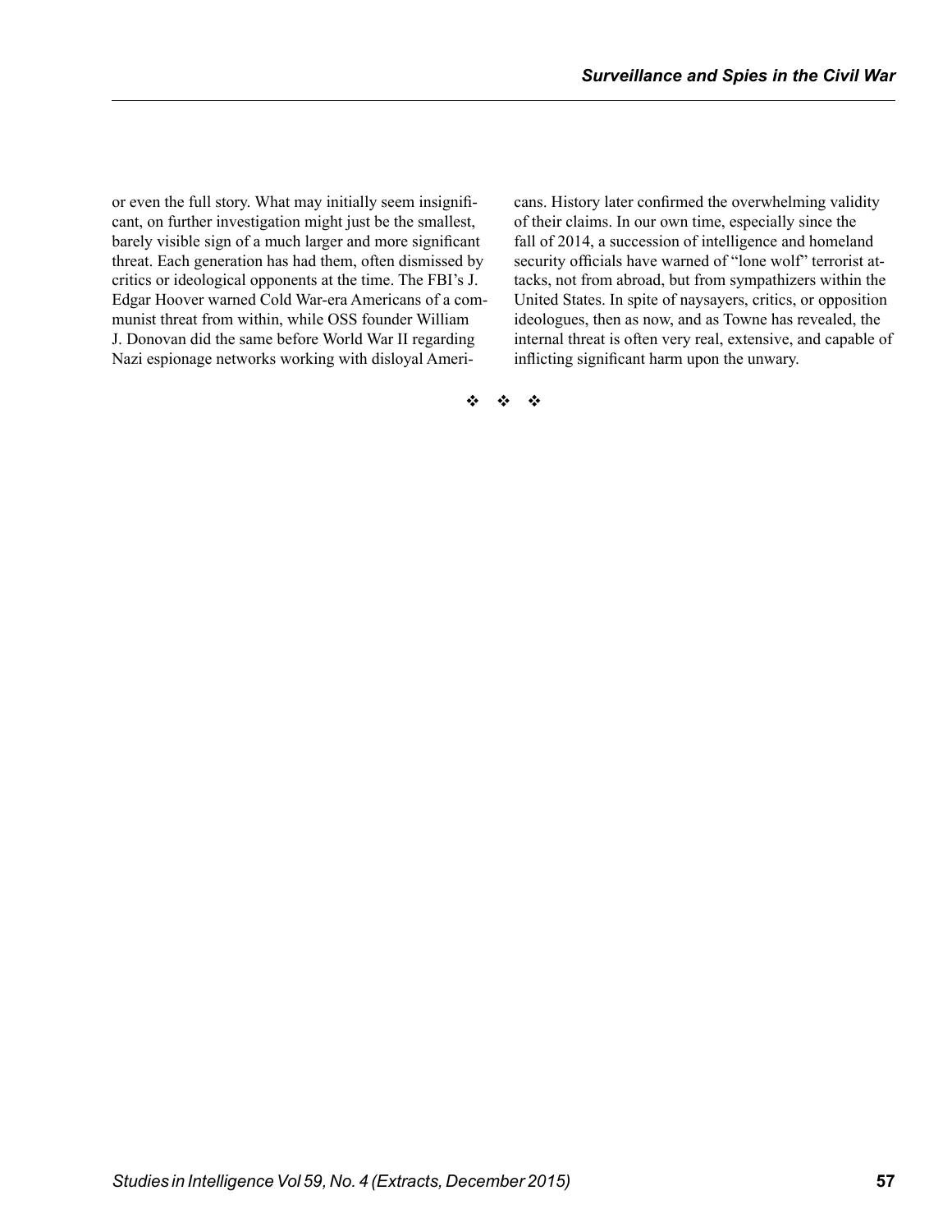or even the full story. What may initially seem insignificant, on further investigation might just be the smallest, barely visible sign of a much larger and more significant threat. Each generation has had them, often dismissed by critics or ideological opponents at the time. The FBI's J. Edgar Hoover warned Cold War-era Americans of a communist threat from within, while OSS founder William J. Donovan did the same before World War II regarding Nazi espionage networks working with disloyal Americans. History later confirmed the overwhelming validity of their claims. In our own time, especially since the fall of 2014, a succession of intelligence and homeland security officials have warned of "lone wolf" terrorist attacks, not from abroad, but from sympathizers within the United States. In spite of naysayers, critics, or opposition ideologues, then as now, and as Towne has revealed, the internal threat is often very real, extensive, and capable of inflicting significant harm upon the unwary.

❖ ❖ ❖